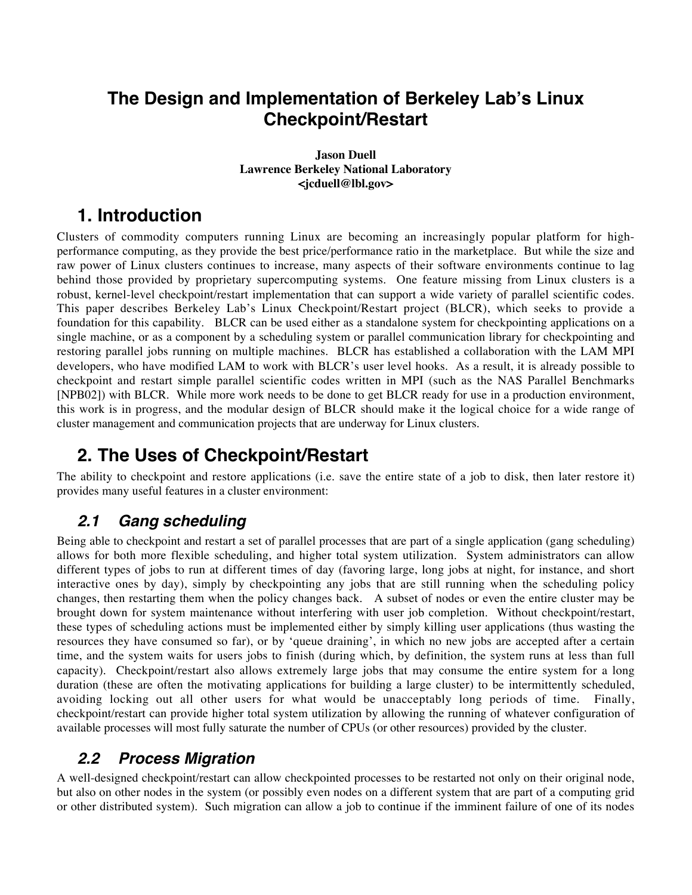# The Design and Implementation of Berkeley Lab's Linux Checkpoint/Restart

**Jason Duell**
**Lawrence Berkeley National Laboratory**
**<jcduell@lbl.gov>**

## 1. Introduction

Clusters of commodity computers running Linux are becoming an increasingly popular platform for high-performance computing, as they provide the best price/performance ratio in the marketplace. But while the size and raw power of Linux clusters continues to increase, many aspects of their software environments continue to lag behind those provided by proprietary supercomputing systems. One feature missing from Linux clusters is a robust, kernel-level checkpoint/restart implementation that can support a wide variety of parallel scientific codes. This paper describes Berkeley Lab's Linux Checkpoint/Restart project (BLCR), which seeks to provide a foundation for this capability. BLCR can be used either as a standalone system for checkpointing applications on a single machine, or as a component by a scheduling system or parallel communication library for checkpointing and restoring parallel jobs running on multiple machines. BLCR has established a collaboration with the LAM MPI developers, who have modified LAM to work with BLCR's user level hooks. As a result, it is already possible to checkpoint and restart simple parallel scientific codes written in MPI (such as the NAS Parallel Benchmarks [NPB02]) with BLCR. While more work needs to be done to get BLCR ready for use in a production environment, this work is in progress, and the modular design of BLCR should make it the logical choice for a wide range of cluster management and communication projects that are underway for Linux clusters.

## 2. The Uses of Checkpoint/Restart

The ability to checkpoint and restore applications (i.e. save the entire state of a job to disk, then later restore it) provides many useful features in a cluster environment:

### *2.1 Gang scheduling*

Being able to checkpoint and restart a set of parallel processes that are part of a single application (gang scheduling) allows for both more flexible scheduling, and higher total system utilization. System administrators can allow different types of jobs to run at different times of day (favoring large, long jobs at night, for instance, and short interactive ones by day), simply by checkpointing any jobs that are still running when the scheduling policy changes, then restarting them when the policy changes back. A subset of nodes or even the entire cluster may be brought down for system maintenance without interfering with user job completion. Without checkpoint/restart, these types of scheduling actions must be implemented either by simply killing user applications (thus wasting the resources they have consumed so far), or by 'queue draining', in which no new jobs are accepted after a certain time, and the system waits for users jobs to finish (during which, by definition, the system runs at less than full capacity). Checkpoint/restart also allows extremely large jobs that may consume the entire system for a long duration (these are often the motivating applications for building a large cluster) to be intermittently scheduled, avoiding locking out all other users for what would be unacceptably long periods of time. Finally, checkpoint/restart can provide higher total system utilization by allowing the running of whatever configuration of available processes will most fully saturate the number of CPUs (or other resources) provided by the cluster.

### *2.2 Process Migration*

A well-designed checkpoint/restart can allow checkpointed processes to be restarted not only on their original node, but also on other nodes in the system (or possibly even nodes on a different system that are part of a computing grid or other distributed system). Such migration can allow a job to continue if the imminent failure of one of its nodes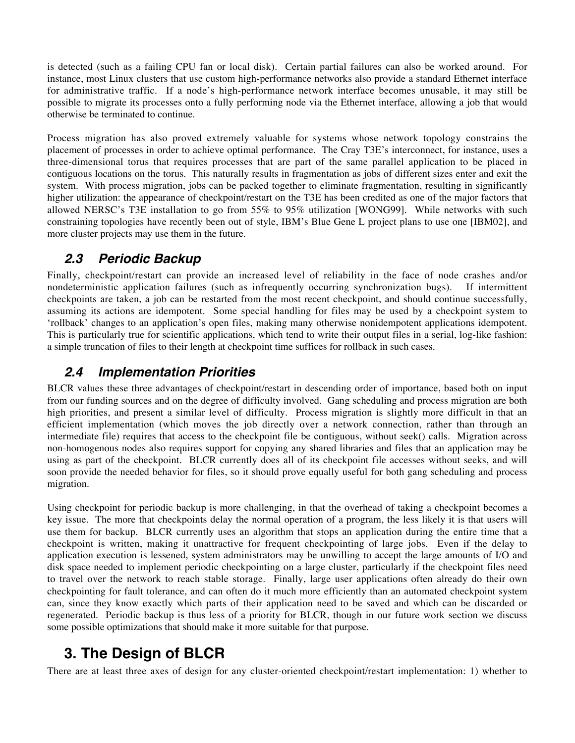is detected (such as a failing CPU fan or local disk). Certain partial failures can also be worked around. For instance, most Linux clusters that use custom high-performance networks also provide a standard Ethernet interface for administrative traffic. If a node's high-performance network interface becomes unusable, it may still be possible to migrate its processes onto a fully performing node via the Ethernet interface, allowing a job that would otherwise be terminated to continue.

Process migration has also proved extremely valuable for systems whose network topology constrains the placement of processes in order to achieve optimal performance. The Cray T3E's interconnect, for instance, uses a three-dimensional torus that requires processes that are part of the same parallel application to be placed in contiguous locations on the torus. This naturally results in fragmentation as jobs of different sizes enter and exit the system. With process migration, jobs can be packed together to eliminate fragmentation, resulting in significantly higher utilization: the appearance of checkpoint/restart on the T3E has been credited as one of the major factors that allowed NERSC's T3E installation to go from 55% to 95% utilization [WONG99]. While networks with such constraining topologies have recently been out of style, IBM's Blue Gene L project plans to use one [IBM02], and more cluster projects may use them in the future.

### 2.3 Periodic Backup

Finally, checkpoint/restart can provide an increased level of reliability in the face of node crashes and/or nondeterministic application failures (such as infrequently occurring synchronization bugs). If intermittent checkpoints are taken, a job can be restarted from the most recent checkpoint, and should continue successfully, assuming its actions are idempotent. Some special handling for files may be used by a checkpoint system to 'rollback' changes to an application's open files, making many otherwise nonidempotent applications idempotent. This is particularly true for scientific applications, which tend to write their output files in a serial, log-like fashion: a simple truncation of files to their length at checkpoint time suffices for rollback in such cases.

### 2.4 Implementation Priorities

BLCR values these three advantages of checkpoint/restart in descending order of importance, based both on input from our funding sources and on the degree of difficulty involved. Gang scheduling and process migration are both high priorities, and present a similar level of difficulty. Process migration is slightly more difficult in that an efficient implementation (which moves the job directly over a network connection, rather than through an intermediate file) requires that access to the checkpoint file be contiguous, without seek() calls. Migration across non-homogenous nodes also requires support for copying any shared libraries and files that an application may be using as part of the checkpoint. BLCR currently does all of its checkpoint file accesses without seeks, and will soon provide the needed behavior for files, so it should prove equally useful for both gang scheduling and process migration.

Using checkpoint for periodic backup is more challenging, in that the overhead of taking a checkpoint becomes a key issue. The more that checkpoints delay the normal operation of a program, the less likely it is that users will use them for backup. BLCR currently uses an algorithm that stops an application during the entire time that a checkpoint is written, making it unattractive for frequent checkpointing of large jobs. Even if the delay to application execution is lessened, system administrators may be unwilling to accept the large amounts of I/O and disk space needed to implement periodic checkpointing on a large cluster, particularly if the checkpoint files need to travel over the network to reach stable storage. Finally, large user applications often already do their own checkpointing for fault tolerance, and can often do it much more efficiently than an automated checkpoint system can, since they know exactly which parts of their application need to be saved and which can be discarded or regenerated. Periodic backup is thus less of a priority for BLCR, though in our future work section we discuss some possible optimizations that should make it more suitable for that purpose.

## 3. The Design of BLCR

There are at least three axes of design for any cluster-oriented checkpoint/restart implementation: 1) whether to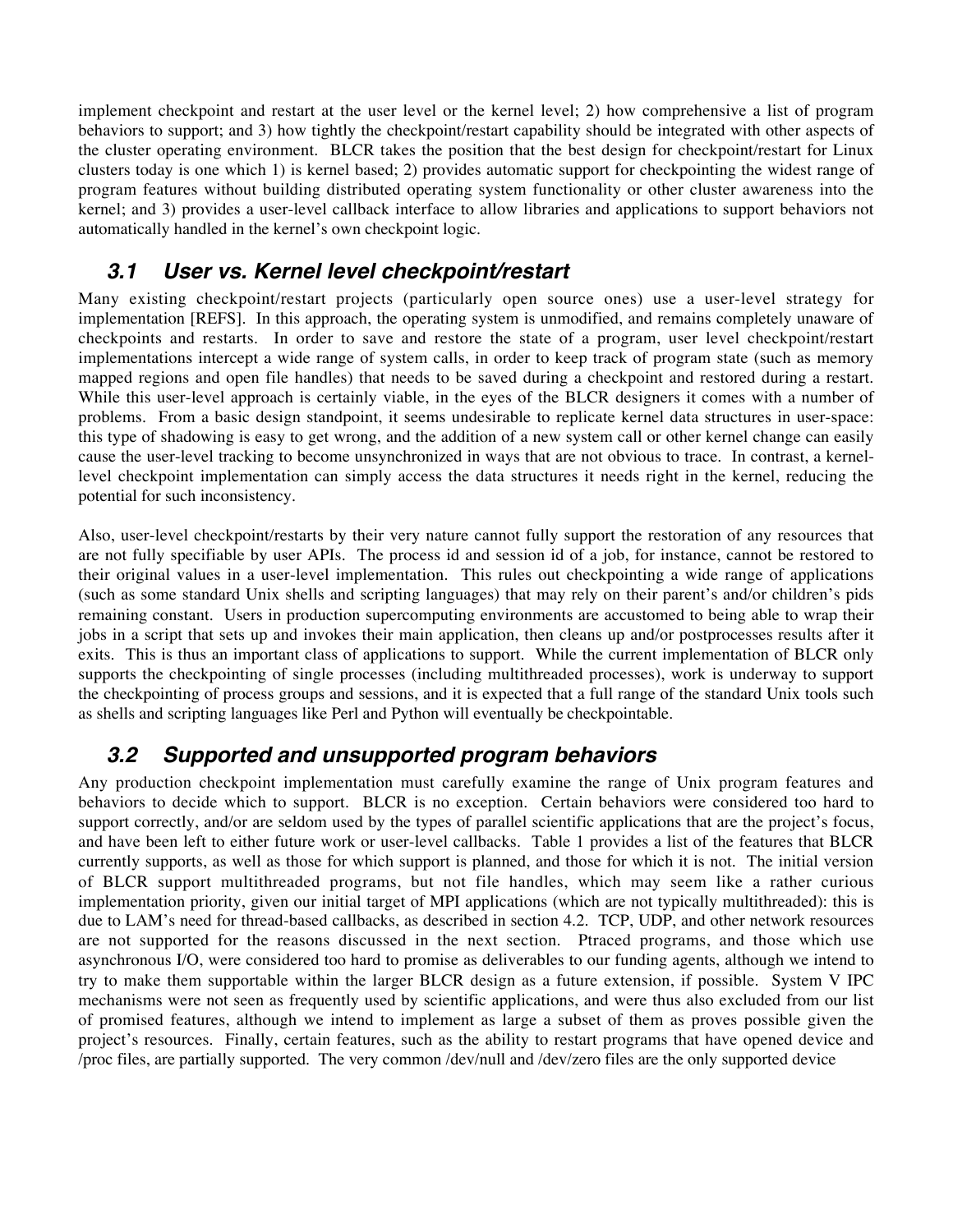implement checkpoint and restart at the user level or the kernel level; 2) how comprehensive a list of program behaviors to support; and 3) how tightly the checkpoint/restart capability should be integrated with other aspects of the cluster operating environment. BLCR takes the position that the best design for checkpoint/restart for Linux clusters today is one which 1) is kernel based; 2) provides automatic support for checkpointing the widest range of program features without building distributed operating system functionality or other cluster awareness into the kernel; and 3) provides a user-level callback interface to allow libraries and applications to support behaviors not automatically handled in the kernel's own checkpoint logic.

## 3.1 User vs. Kernel level checkpoint/restart

Many existing checkpoint/restart projects (particularly open source ones) use a user-level strategy for implementation [REFS]. In this approach, the operating system is unmodified, and remains completely unaware of checkpoints and restarts. In order to save and restore the state of a program, user level checkpoint/restart implementations intercept a wide range of system calls, in order to keep track of program state (such as memory mapped regions and open file handles) that needs to be saved during a checkpoint and restored during a restart. While this user-level approach is certainly viable, in the eyes of the BLCR designers it comes with a number of problems. From a basic design standpoint, it seems undesirable to replicate kernel data structures in user-space: this type of shadowing is easy to get wrong, and the addition of a new system call or other kernel change can easily cause the user-level tracking to become unsynchronized in ways that are not obvious to trace. In contrast, a kernel-level checkpoint implementation can simply access the data structures it needs right in the kernel, reducing the potential for such inconsistency.

Also, user-level checkpoint/restarts by their very nature cannot fully support the restoration of any resources that are not fully specifiable by user APIs. The process id and session id of a job, for instance, cannot be restored to their original values in a user-level implementation. This rules out checkpointing a wide range of applications (such as some standard Unix shells and scripting languages) that may rely on their parent's and/or children's pids remaining constant. Users in production supercomputing environments are accustomed to being able to wrap their jobs in a script that sets up and invokes their main application, then cleans up and/or postprocesses results after it exits. This is thus an important class of applications to support. While the current implementation of BLCR only supports the checkpointing of single processes (including multithreaded processes), work is underway to support the checkpointing of process groups and sessions, and it is expected that a full range of the standard Unix tools such as shells and scripting languages like Perl and Python will eventually be checkpointable.

## 3.2 Supported and unsupported program behaviors

Any production checkpoint implementation must carefully examine the range of Unix program features and behaviors to decide which to support. BLCR is no exception. Certain behaviors were considered too hard to support correctly, and/or are seldom used by the types of parallel scientific applications that are the project's focus, and have been left to either future work or user-level callbacks. Table 1 provides a list of the features that BLCR currently supports, as well as those for which support is planned, and those for which it is not. The initial version of BLCR support multithreaded programs, but not file handles, which may seem like a rather curious implementation priority, given our initial target of MPI applications (which are not typically multithreaded): this is due to LAM's need for thread-based callbacks, as described in section 4.2. TCP, UDP, and other network resources are not supported for the reasons discussed in the next section. Ptraced programs, and those which use asynchronous I/O, were considered too hard to promise as deliverables to our funding agents, although we intend to try to make them supportable within the larger BLCR design as a future extension, if possible. System V IPC mechanisms were not seen as frequently used by scientific applications, and were thus also excluded from our list of promised features, although we intend to implement as large a subset of them as proves possible given the project's resources. Finally, certain features, such as the ability to restart programs that have opened device and /proc files, are partially supported. The very common /dev/null and /dev/zero files are the only supported device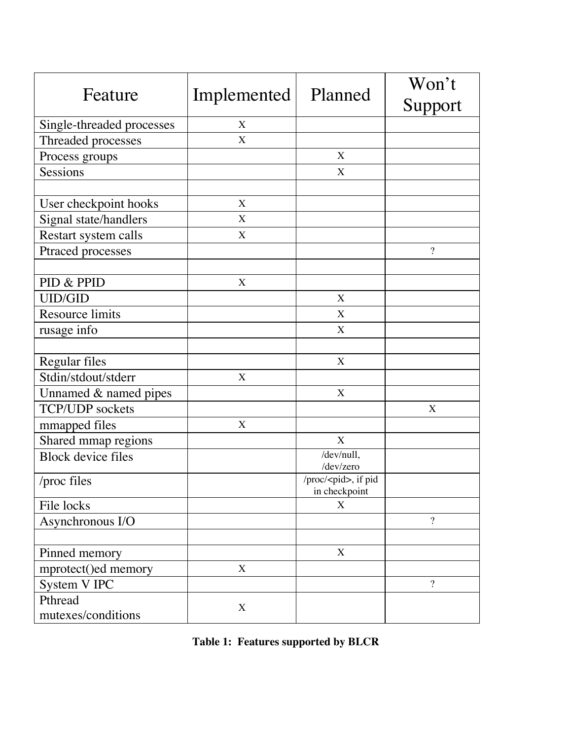| Feature | Implemented | Planned | Won't Support |
|---|---|---|---|
| Single-threaded processes | X | | |
| Threaded processes | X | | |
| Process groups | | X | |
| Sessions | | X | |
| | | | |
| User checkpoint hooks | X | | |
| Signal state/handlers | X | | |
| Restart system calls | X | | |
| Ptraced processes | | | ? |
| | | | |
| PID & PPID | X | | |
| UID/GID | | X | |
| Resource limits | | X | |
| rusage info | | X | |
| | | | |
| Regular files | | X | |
| Stdin/stdout/stderr | X | | |
| Unnamed & named pipes | | X | |
| TCP/UDP sockets | | | X |
| mmapped files | X | | |
| Shared mmap regions | | X | |
| Block device files | | /dev/null, /dev/zero | |
| /proc files | | /proc/<pid>, if pid in checkpoint | |
| File locks | | X | |
| Asynchronous I/O | | | ? |
| | | | |
| Pinned memory | | X | |
| mprotect()ed memory | X | | |
| System V IPC | | | ? |
| Pthread mutexes/conditions | X | | |

**Table 1: Features supported by BLCR**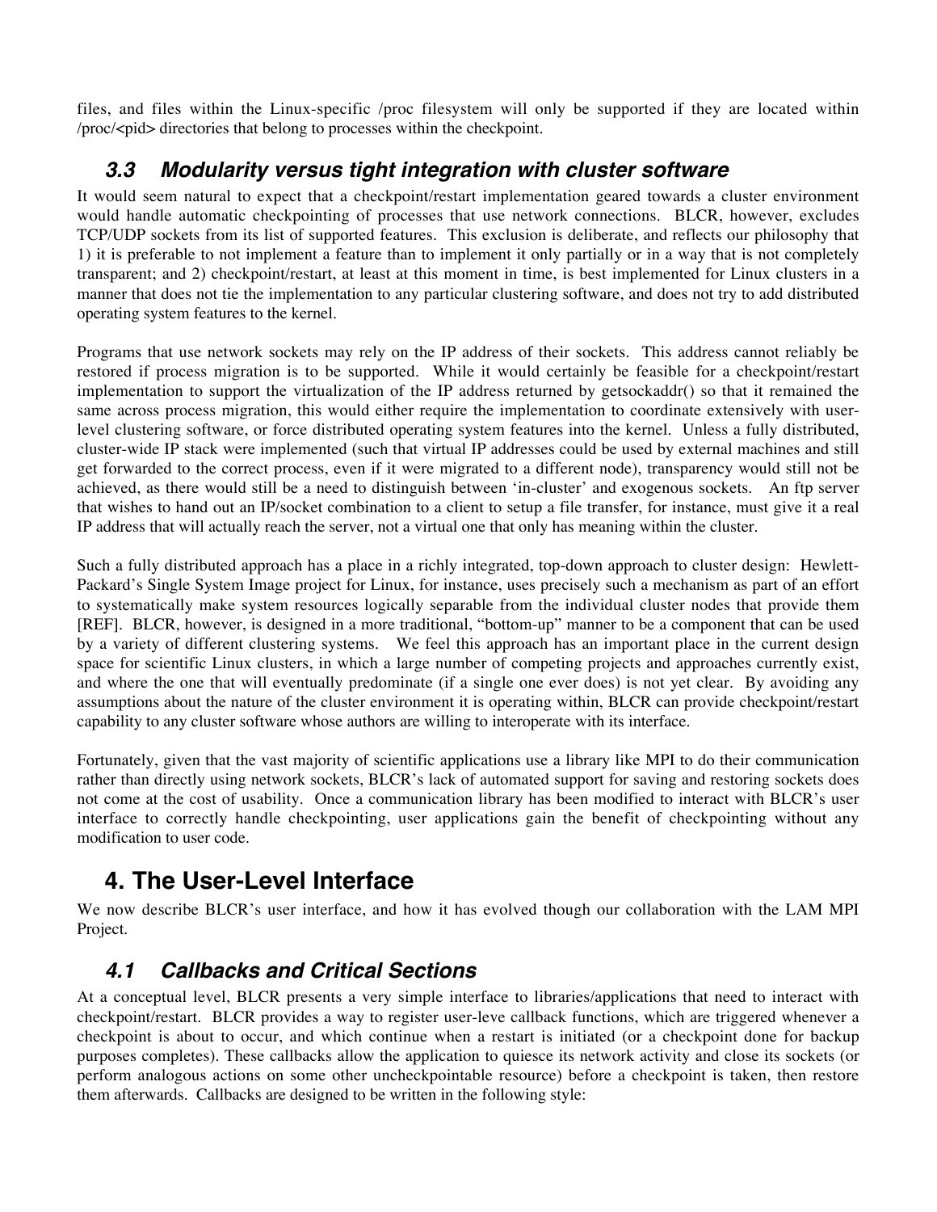files, and files within the Linux-specific /proc filesystem will only be supported if they are located within /proc/<pid> directories that belong to processes within the checkpoint.

### 3.3 Modularity versus tight integration with cluster software

It would seem natural to expect that a checkpoint/restart implementation geared towards a cluster environment would handle automatic checkpointing of processes that use network connections. BLCR, however, excludes TCP/UDP sockets from its list of supported features. This exclusion is deliberate, and reflects our philosophy that 1) it is preferable to not implement a feature than to implement it only partially or in a way that is not completely transparent; and 2) checkpoint/restart, at least at this moment in time, is best implemented for Linux clusters in a manner that does not tie the implementation to any particular clustering software, and does not try to add distributed operating system features to the kernel.

Programs that use network sockets may rely on the IP address of their sockets. This address cannot reliably be restored if process migration is to be supported. While it would certainly be feasible for a checkpoint/restart implementation to support the virtualization of the IP address returned by getsockaddr() so that it remained the same across process migration, this would either require the implementation to coordinate extensively with user-level clustering software, or force distributed operating system features into the kernel. Unless a fully distributed, cluster-wide IP stack were implemented (such that virtual IP addresses could be used by external machines and still get forwarded to the correct process, even if it were migrated to a different node), transparency would still not be achieved, as there would still be a need to distinguish between 'in-cluster' and exogenous sockets. An ftp server that wishes to hand out an IP/socket combination to a client to setup a file transfer, for instance, must give it a real IP address that will actually reach the server, not a virtual one that only has meaning within the cluster.

Such a fully distributed approach has a place in a richly integrated, top-down approach to cluster design: Hewlett-Packard's Single System Image project for Linux, for instance, uses precisely such a mechanism as part of an effort to systematically make system resources logically separable from the individual cluster nodes that provide them [REF]. BLCR, however, is designed in a more traditional, "bottom-up" manner to be a component that can be used by a variety of different clustering systems. We feel this approach has an important place in the current design space for scientific Linux clusters, in which a large number of competing projects and approaches currently exist, and where the one that will eventually predominate (if a single one ever does) is not yet clear. By avoiding any assumptions about the nature of the cluster environment it is operating within, BLCR can provide checkpoint/restart capability to any cluster software whose authors are willing to interoperate with its interface.

Fortunately, given that the vast majority of scientific applications use a library like MPI to do their communication rather than directly using network sockets, BLCR's lack of automated support for saving and restoring sockets does not come at the cost of usability. Once a communication library has been modified to interact with BLCR's user interface to correctly handle checkpointing, user applications gain the benefit of checkpointing without any modification to user code.

## 4. The User-Level Interface

We now describe BLCR's user interface, and how it has evolved though our collaboration with the LAM MPI Project.

### 4.1 Callbacks and Critical Sections

At a conceptual level, BLCR presents a very simple interface to libraries/applications that need to interact with checkpoint/restart. BLCR provides a way to register user-leve callback functions, which are triggered whenever a checkpoint is about to occur, and which continue when a restart is initiated (or a checkpoint done for backup purposes completes). These callbacks allow the application to quiesce its network activity and close its sockets (or perform analogous actions on some other uncheckpointable resource) before a checkpoint is taken, then restore them afterwards. Callbacks are designed to be written in the following style: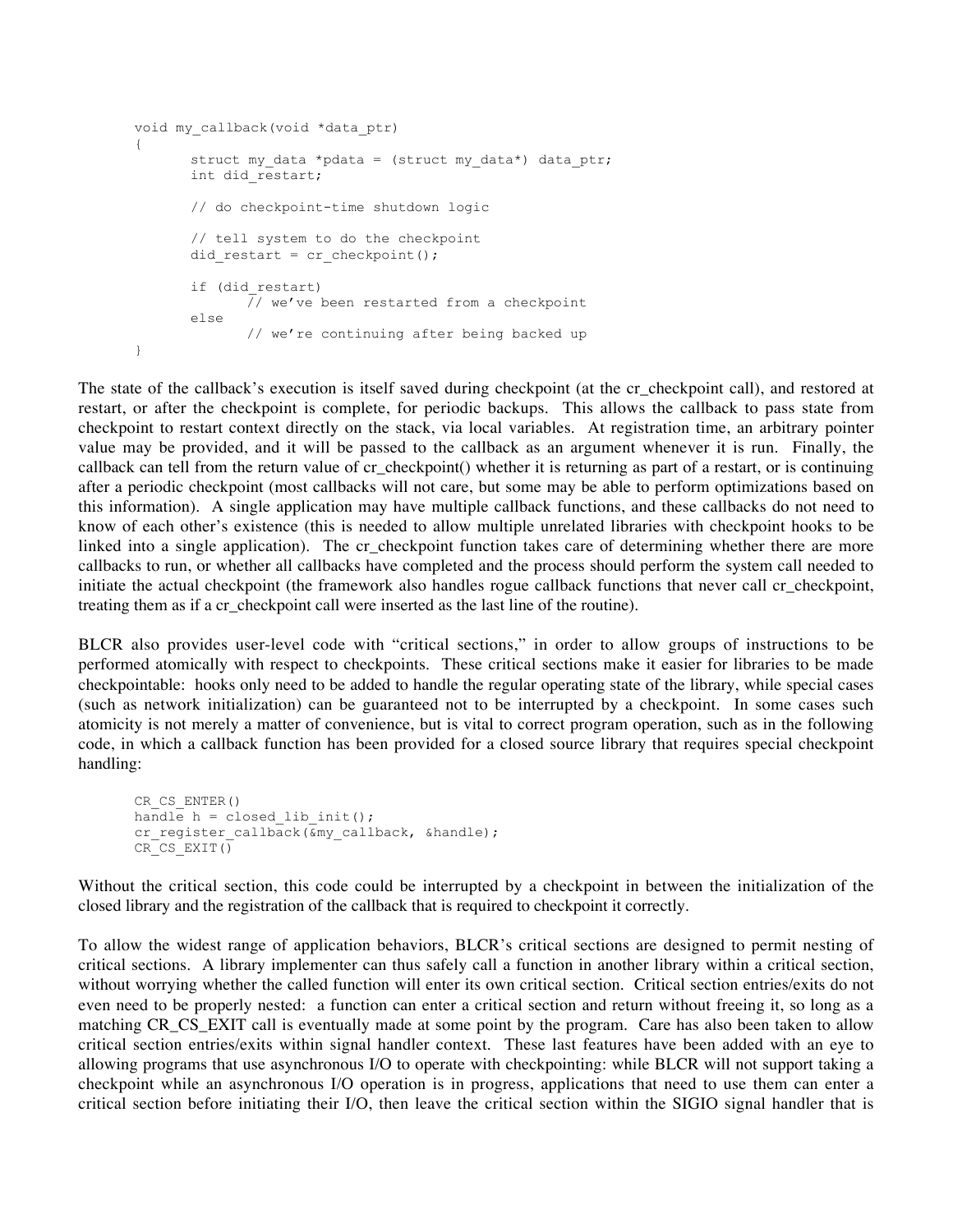```
void my_callback(void *data_ptr)
{
        struct my_data *pdata = (struct my_data*) data_ptr;
        int did_restart;

        // do checkpoint-time shutdown logic

        // tell system to do the checkpoint
        did_restart = cr_checkpoint();

        if (did_restart)
                // we've been restarted from a checkpoint
        else
                // we're continuing after being backed up
}
```

The state of the callback's execution is itself saved during checkpoint (at the cr_checkpoint call), and restored at restart, or after the checkpoint is complete, for periodic backups. This allows the callback to pass state from checkpoint to restart context directly on the stack, via local variables. At registration time, an arbitrary pointer value may be provided, and it will be passed to the callback as an argument whenever it is run. Finally, the callback can tell from the return value of cr_checkpoint() whether it is returning as part of a restart, or is continuing after a periodic checkpoint (most callbacks will not care, but some may be able to perform optimizations based on this information). A single application may have multiple callback functions, and these callbacks do not need to know of each other's existence (this is needed to allow multiple unrelated libraries with checkpoint hooks to be linked into a single application). The cr_checkpoint function takes care of determining whether there are more callbacks to run, or whether all callbacks have completed and the process should perform the system call needed to initiate the actual checkpoint (the framework also handles rogue callback functions that never call cr_checkpoint, treating them as if a cr_checkpoint call were inserted as the last line of the routine).

BLCR also provides user-level code with "critical sections," in order to allow groups of instructions to be performed atomically with respect to checkpoints. These critical sections make it easier for libraries to be made checkpointable: hooks only need to be added to handle the regular operating state of the library, while special cases (such as network initialization) can be guaranteed not to be interrupted by a checkpoint. In some cases such atomicity is not merely a matter of convenience, but is vital to correct program operation, such as in the following code, in which a callback function has been provided for a closed source library that requires special checkpoint handling:

```
CR_CS_ENTER()
handle h = closed_lib_init();
cr_register_callback(&my_callback, &handle);
CR_CS_EXIT()
```

Without the critical section, this code could be interrupted by a checkpoint in between the initialization of the closed library and the registration of the callback that is required to checkpoint it correctly.

To allow the widest range of application behaviors, BLCR's critical sections are designed to permit nesting of critical sections. A library implementer can thus safely call a function in another library within a critical section, without worrying whether the called function will enter its own critical section. Critical section entries/exits do not even need to be properly nested: a function can enter a critical section and return without freeing it, so long as a matching CR_CS_EXIT call is eventually made at some point by the program. Care has also been taken to allow critical section entries/exits within signal handler context. These last features have been added with an eye to allowing programs that use asynchronous I/O to operate with checkpointing: while BLCR will not support taking a checkpoint while an asynchronous I/O operation is in progress, applications that need to use them can enter a critical section before initiating their I/O, then leave the critical section within the SIGIO signal handler that is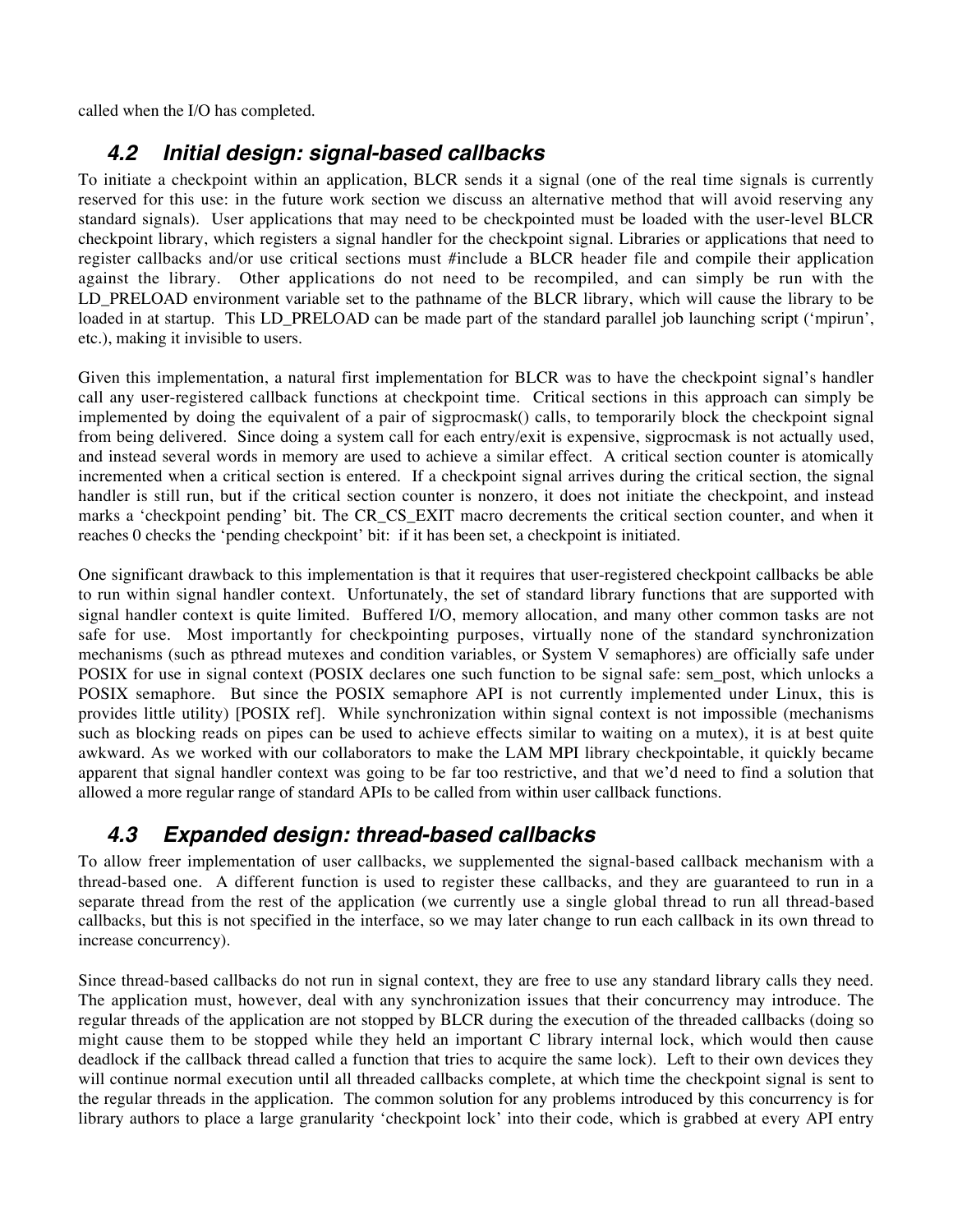called when the I/O has completed.

## 4.2 Initial design: signal-based callbacks

To initiate a checkpoint within an application, BLCR sends it a signal (one of the real time signals is currently reserved for this use: in the future work section we discuss an alternative method that will avoid reserving any standard signals). User applications that may need to be checkpointed must be loaded with the user-level BLCR checkpoint library, which registers a signal handler for the checkpoint signal. Libraries or applications that need to register callbacks and/or use critical sections must #include a BLCR header file and compile their application against the library. Other applications do not need to be recompiled, and can simply be run with the LD_PRELOAD environment variable set to the pathname of the BLCR library, which will cause the library to be loaded in at startup. This LD_PRELOAD can be made part of the standard parallel job launching script ('mpirun', etc.), making it invisible to users.

Given this implementation, a natural first implementation for BLCR was to have the checkpoint signal's handler call any user-registered callback functions at checkpoint time. Critical sections in this approach can simply be implemented by doing the equivalent of a pair of sigprocmask() calls, to temporarily block the checkpoint signal from being delivered. Since doing a system call for each entry/exit is expensive, sigprocmask is not actually used, and instead several words in memory are used to achieve a similar effect. A critical section counter is atomically incremented when a critical section is entered. If a checkpoint signal arrives during the critical section, the signal handler is still run, but if the critical section counter is nonzero, it does not initiate the checkpoint, and instead marks a 'checkpoint pending' bit. The CR_CS_EXIT macro decrements the critical section counter, and when it reaches 0 checks the 'pending checkpoint' bit: if it has been set, a checkpoint is initiated.

One significant drawback to this implementation is that it requires that user-registered checkpoint callbacks be able to run within signal handler context. Unfortunately, the set of standard library functions that are supported with signal handler context is quite limited. Buffered I/O, memory allocation, and many other common tasks are not safe for use. Most importantly for checkpointing purposes, virtually none of the standard synchronization mechanisms (such as pthread mutexes and condition variables, or System V semaphores) are officially safe under POSIX for use in signal context (POSIX declares one such function to be signal safe: sem_post, which unlocks a POSIX semaphore. But since the POSIX semaphore API is not currently implemented under Linux, this is provides little utility) [POSIX ref]. While synchronization within signal context is not impossible (mechanisms such as blocking reads on pipes can be used to achieve effects similar to waiting on a mutex), it is at best quite awkward. As we worked with our collaborators to make the LAM MPI library checkpointable, it quickly became apparent that signal handler context was going to be far too restrictive, and that we'd need to find a solution that allowed a more regular range of standard APIs to be called from within user callback functions.

## 4.3 Expanded design: thread-based callbacks

To allow freer implementation of user callbacks, we supplemented the signal-based callback mechanism with a thread-based one. A different function is used to register these callbacks, and they are guaranteed to run in a separate thread from the rest of the application (we currently use a single global thread to run all thread-based callbacks, but this is not specified in the interface, so we may later change to run each callback in its own thread to increase concurrency).

Since thread-based callbacks do not run in signal context, they are free to use any standard library calls they need. The application must, however, deal with any synchronization issues that their concurrency may introduce. The regular threads of the application are not stopped by BLCR during the execution of the threaded callbacks (doing so might cause them to be stopped while they held an important C library internal lock, which would then cause deadlock if the callback thread called a function that tries to acquire the same lock). Left to their own devices they will continue normal execution until all threaded callbacks complete, at which time the checkpoint signal is sent to the regular threads in the application. The common solution for any problems introduced by this concurrency is for library authors to place a large granularity 'checkpoint lock' into their code, which is grabbed at every API entry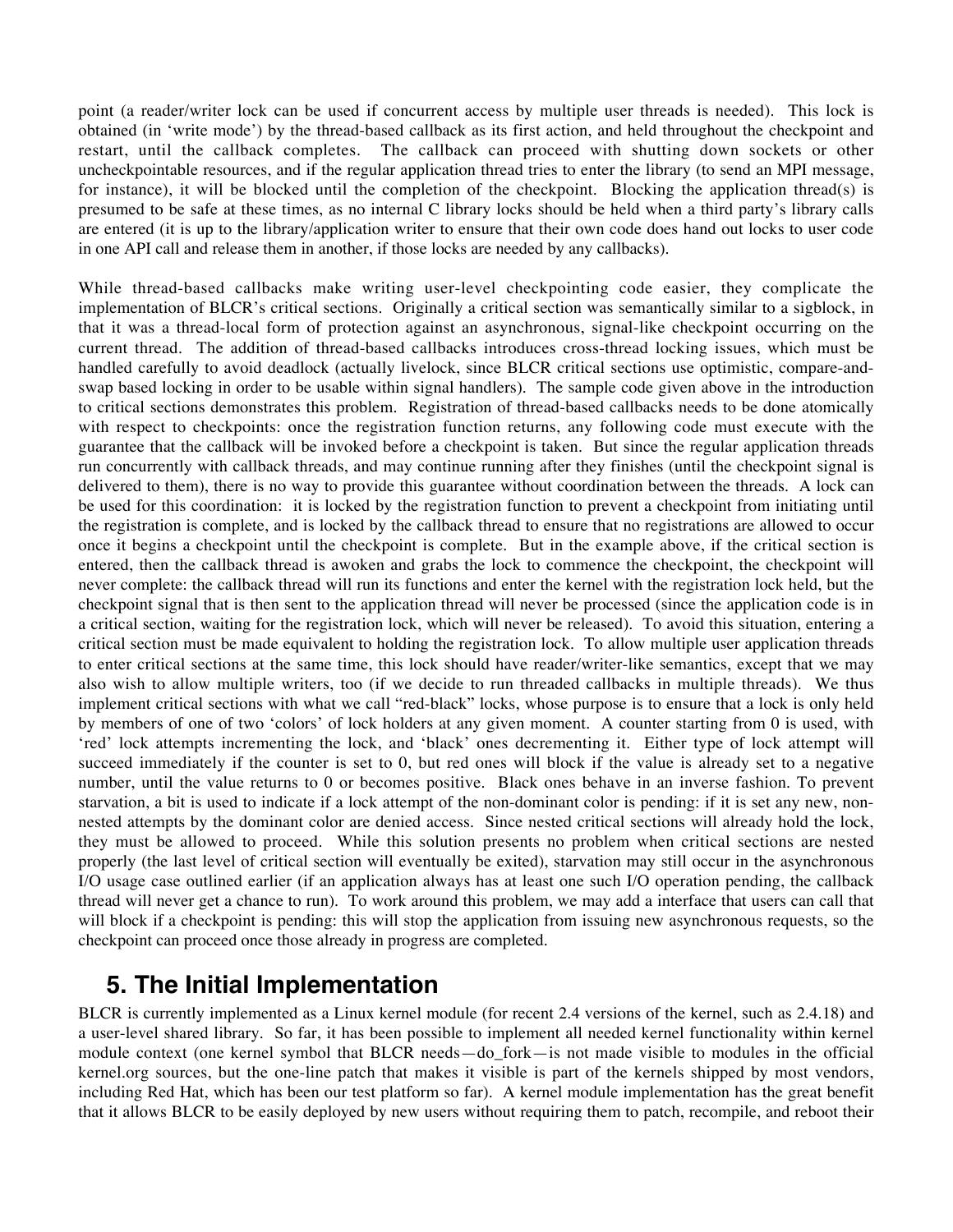point (a reader/writer lock can be used if concurrent access by multiple user threads is needed). This lock is obtained (in 'write mode') by the thread-based callback as its first action, and held throughout the checkpoint and restart, until the callback completes. The callback can proceed with shutting down sockets or other uncheckpointable resources, and if the regular application thread tries to enter the library (to send an MPI message, for instance), it will be blocked until the completion of the checkpoint. Blocking the application thread(s) is presumed to be safe at these times, as no internal C library locks should be held when a third party's library calls are entered (it is up to the library/application writer to ensure that their own code does hand out locks to user code in one API call and release them in another, if those locks are needed by any callbacks).

While thread-based callbacks make writing user-level checkpointing code easier, they complicate the implementation of BLCR's critical sections. Originally a critical section was semantically similar to a sigblock, in that it was a thread-local form of protection against an asynchronous, signal-like checkpoint occurring on the current thread. The addition of thread-based callbacks introduces cross-thread locking issues, which must be handled carefully to avoid deadlock (actually livelock, since BLCR critical sections use optimistic, compare-and-swap based locking in order to be usable within signal handlers). The sample code given above in the introduction to critical sections demonstrates this problem. Registration of thread-based callbacks needs to be done atomically with respect to checkpoints: once the registration function returns, any following code must execute with the guarantee that the callback will be invoked before a checkpoint is taken. But since the regular application threads run concurrently with callback threads, and may continue running after they finishes (until the checkpoint signal is delivered to them), there is no way to provide this guarantee without coordination between the threads. A lock can be used for this coordination: it is locked by the registration function to prevent a checkpoint from initiating until the registration is complete, and is locked by the callback thread to ensure that no registrations are allowed to occur once it begins a checkpoint until the checkpoint is complete. But in the example above, if the critical section is entered, then the callback thread is awoken and grabs the lock to commence the checkpoint, the checkpoint will never complete: the callback thread will run its functions and enter the kernel with the registration lock held, but the checkpoint signal that is then sent to the application thread will never be processed (since the application code is in a critical section, waiting for the registration lock, which will never be released). To avoid this situation, entering a critical section must be made equivalent to holding the registration lock. To allow multiple user application threads to enter critical sections at the same time, this lock should have reader/writer-like semantics, except that we may also wish to allow multiple writers, too (if we decide to run threaded callbacks in multiple threads). We thus implement critical sections with what we call "red-black" locks, whose purpose is to ensure that a lock is only held by members of one of two 'colors' of lock holders at any given moment. A counter starting from 0 is used, with 'red' lock attempts incrementing the lock, and 'black' ones decrementing it. Either type of lock attempt will succeed immediately if the counter is set to 0, but red ones will block if the value is already set to a negative number, until the value returns to 0 or becomes positive. Black ones behave in an inverse fashion. To prevent starvation, a bit is used to indicate if a lock attempt of the non-dominant color is pending: if it is set any new, non-nested attempts by the dominant color are denied access. Since nested critical sections will already hold the lock, they must be allowed to proceed. While this solution presents no problem when critical sections are nested properly (the last level of critical section will eventually be exited), starvation may still occur in the asynchronous I/O usage case outlined earlier (if an application always has at least one such I/O operation pending, the callback thread will never get a chance to run). To work around this problem, we may add a interface that users can call that will block if a checkpoint is pending: this will stop the application from issuing new asynchronous requests, so the checkpoint can proceed once those already in progress are completed.

# 5. The Initial Implementation

BLCR is currently implemented as a Linux kernel module (for recent 2.4 versions of the kernel, such as 2.4.18) and a user-level shared library. So far, it has been possible to implement all needed kernel functionality within kernel module context (one kernel symbol that BLCR needs—do_fork—is not made visible to modules in the official kernel.org sources, but the one-line patch that makes it visible is part of the kernels shipped by most vendors, including Red Hat, which has been our test platform so far). A kernel module implementation has the great benefit that it allows BLCR to be easily deployed by new users without requiring them to patch, recompile, and reboot their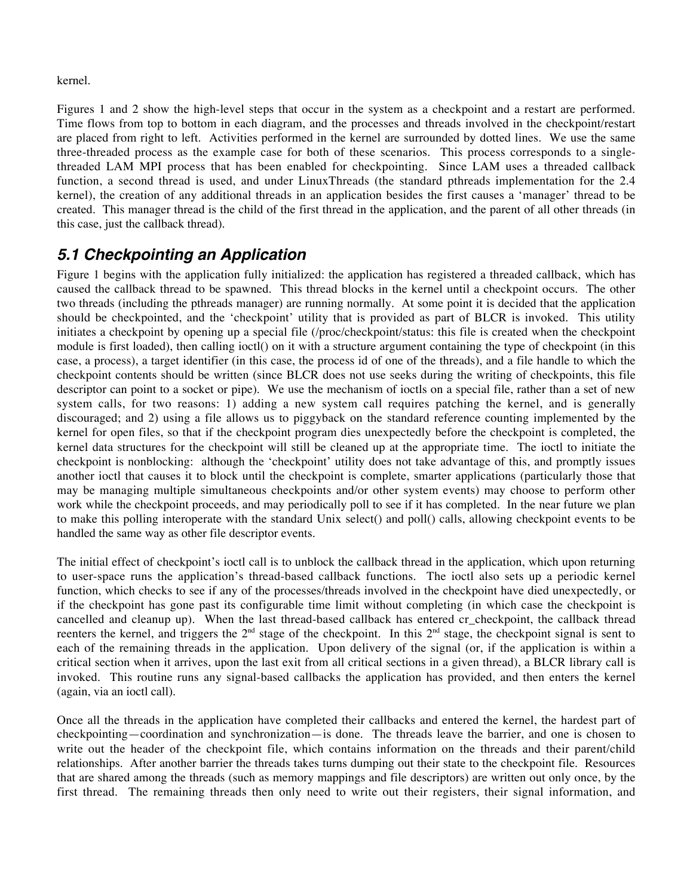kernel.

Figures 1 and 2 show the high-level steps that occur in the system as a checkpoint and a restart are performed. Time flows from top to bottom in each diagram, and the processes and threads involved in the checkpoint/restart are placed from right to left. Activities performed in the kernel are surrounded by dotted lines. We use the same three-threaded process as the example case for both of these scenarios. This process corresponds to a single-threaded LAM MPI process that has been enabled for checkpointing. Since LAM uses a threaded callback function, a second thread is used, and under LinuxThreads (the standard pthreads implementation for the 2.4 kernel), the creation of any additional threads in an application besides the first causes a 'manager' thread to be created. This manager thread is the child of the first thread in the application, and the parent of all other threads (in this case, just the callback thread).

## *5.1 Checkpointing an Application*

Figure 1 begins with the application fully initialized: the application has registered a threaded callback, which has caused the callback thread to be spawned. This thread blocks in the kernel until a checkpoint occurs. The other two threads (including the pthreads manager) are running normally. At some point it is decided that the application should be checkpointed, and the 'checkpoint' utility that is provided as part of BLCR is invoked. This utility initiates a checkpoint by opening up a special file (/proc/checkpoint/status: this file is created when the checkpoint module is first loaded), then calling ioctl() on it with a structure argument containing the type of checkpoint (in this case, a process), a target identifier (in this case, the process id of one of the threads), and a file handle to which the checkpoint contents should be written (since BLCR does not use seeks during the writing of checkpoints, this file descriptor can point to a socket or pipe). We use the mechanism of ioctls on a special file, rather than a set of new system calls, for two reasons: 1) adding a new system call requires patching the kernel, and is generally discouraged; and 2) using a file allows us to piggyback on the standard reference counting implemented by the kernel for open files, so that if the checkpoint program dies unexpectedly before the checkpoint is completed, the kernel data structures for the checkpoint will still be cleaned up at the appropriate time. The ioctl to initiate the checkpoint is nonblocking: although the 'checkpoint' utility does not take advantage of this, and promptly issues another ioctl that causes it to block until the checkpoint is complete, smarter applications (particularly those that may be managing multiple simultaneous checkpoints and/or other system events) may choose to perform other work while the checkpoint proceeds, and may periodically poll to see if it has completed. In the near future we plan to make this polling interoperate with the standard Unix select() and poll() calls, allowing checkpoint events to be handled the same way as other file descriptor events.

The initial effect of checkpoint's ioctl call is to unblock the callback thread in the application, which upon returning to user-space runs the application's thread-based callback functions. The ioctl also sets up a periodic kernel function, which checks to see if any of the processes/threads involved in the checkpoint have died unexpectedly, or if the checkpoint has gone past its configurable time limit without completing (in which case the checkpoint is cancelled and cleanup up). When the last thread-based callback has entered cr_checkpoint, the callback thread reenters the kernel, and triggers the 2nd stage of the checkpoint. In this 2nd stage, the checkpoint signal is sent to each of the remaining threads in the application. Upon delivery of the signal (or, if the application is within a critical section when it arrives, upon the last exit from all critical sections in a given thread), a BLCR library call is invoked. This routine runs any signal-based callbacks the application has provided, and then enters the kernel (again, via an ioctl call).

Once all the threads in the application have completed their callbacks and entered the kernel, the hardest part of checkpointing—coordination and synchronization—is done. The threads leave the barrier, and one is chosen to write out the header of the checkpoint file, which contains information on the threads and their parent/child relationships. After another barrier the threads takes turns dumping out their state to the checkpoint file. Resources that are shared among the threads (such as memory mappings and file descriptors) are written out only once, by the first thread. The remaining threads then only need to write out their registers, their signal information, and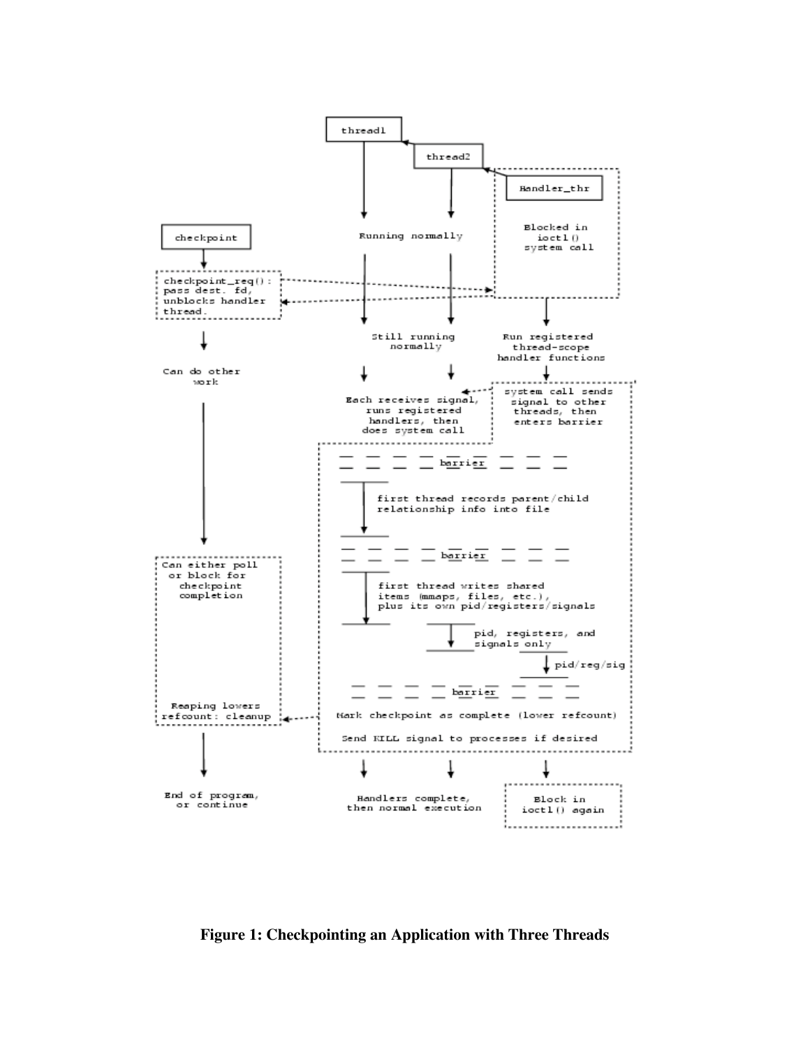thread1

thread2

Handler_thr

Running normally

Blocked in ioctl() system call

checkpoint

checkpoint_req(): pass dest. fd, unblocks handler thread.

Still running normally

Run registered thread-scope handler functions

Can do other work

Each receives signal, runs registered handlers, then does system call

system call sends signal to other threads, then enters barrier

barrier

first thread records parent/child relationship info into file

barrier

first thread writes shared items (mmaps, files, etc.), plus its own pid/registers/signals

pid, registers, and signals only

pid/reg/sig

barrier

Can either poll or block for checkpoint completion

Reaping lowers refcount: cleanup

Mark checkpoint as complete (lower refcount)

Send KILL signal to processes if desired

End of program, or continue

Handlers complete, then normal execution

Block in ioctl() again

**Figure 1: Checkpointing an Application with Three Threads**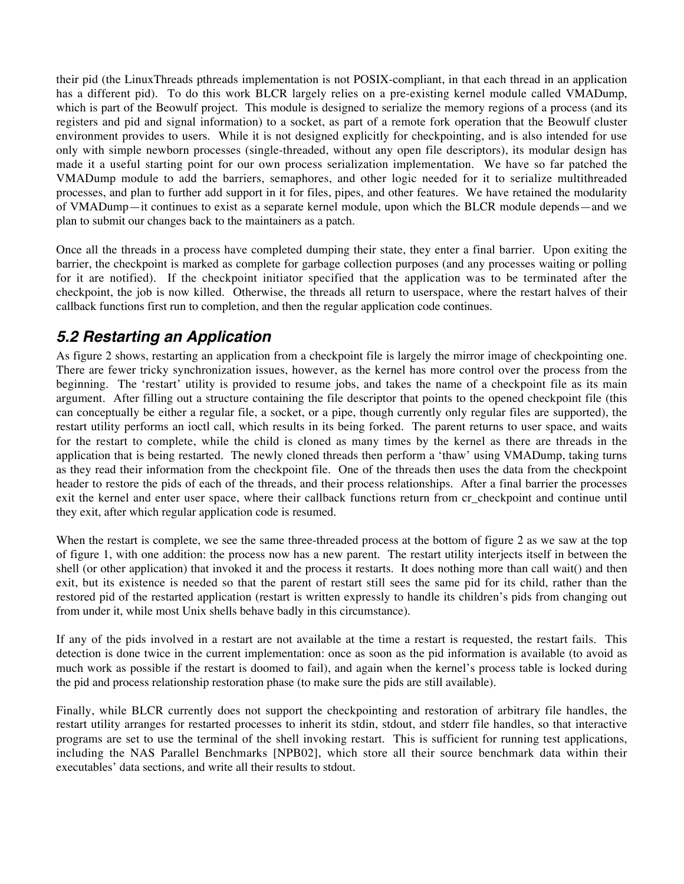their pid (the LinuxThreads pthreads implementation is not POSIX-compliant, in that each thread in an application has a different pid). To do this work BLCR largely relies on a pre-existing kernel module called VMADump, which is part of the Beowulf project. This module is designed to serialize the memory regions of a process (and its registers and pid and signal information) to a socket, as part of a remote fork operation that the Beowulf cluster environment provides to users. While it is not designed explicitly for checkpointing, and is also intended for use only with simple newborn processes (single-threaded, without any open file descriptors), its modular design has made it a useful starting point for our own process serialization implementation. We have so far patched the VMADump module to add the barriers, semaphores, and other logic needed for it to serialize multithreaded processes, and plan to further add support in it for files, pipes, and other features. We have retained the modularity of VMADump—it continues to exist as a separate kernel module, upon which the BLCR module depends—and we plan to submit our changes back to the maintainers as a patch.

Once all the threads in a process have completed dumping their state, they enter a final barrier. Upon exiting the barrier, the checkpoint is marked as complete for garbage collection purposes (and any processes waiting or polling for it are notified). If the checkpoint initiator specified that the application was to be terminated after the checkpoint, the job is now killed. Otherwise, the threads all return to userspace, where the restart halves of their callback functions first run to completion, and then the regular application code continues.

## 5.2 Restarting an Application

As figure 2 shows, restarting an application from a checkpoint file is largely the mirror image of checkpointing one. There are fewer tricky synchronization issues, however, as the kernel has more control over the process from the beginning. The 'restart' utility is provided to resume jobs, and takes the name of a checkpoint file as its main argument. After filling out a structure containing the file descriptor that points to the opened checkpoint file (this can conceptually be either a regular file, a socket, or a pipe, though currently only regular files are supported), the restart utility performs an ioctl call, which results in its being forked. The parent returns to user space, and waits for the restart to complete, while the child is cloned as many times by the kernel as there are threads in the application that is being restarted. The newly cloned threads then perform a 'thaw' using VMADump, taking turns as they read their information from the checkpoint file. One of the threads then uses the data from the checkpoint header to restore the pids of each of the threads, and their process relationships. After a final barrier the processes exit the kernel and enter user space, where their callback functions return from cr_checkpoint and continue until they exit, after which regular application code is resumed.

When the restart is complete, we see the same three-threaded process at the bottom of figure 2 as we saw at the top of figure 1, with one addition: the process now has a new parent. The restart utility interjects itself in between the shell (or other application) that invoked it and the process it restarts. It does nothing more than call wait() and then exit, but its existence is needed so that the parent of restart still sees the same pid for its child, rather than the restored pid of the restarted application (restart is written expressly to handle its children's pids from changing out from under it, while most Unix shells behave badly in this circumstance).

If any of the pids involved in a restart are not available at the time a restart is requested, the restart fails. This detection is done twice in the current implementation: once as soon as the pid information is available (to avoid as much work as possible if the restart is doomed to fail), and again when the kernel's process table is locked during the pid and process relationship restoration phase (to make sure the pids are still available).

Finally, while BLCR currently does not support the checkpointing and restoration of arbitrary file handles, the restart utility arranges for restarted processes to inherit its stdin, stdout, and stderr file handles, so that interactive programs are set to use the terminal of the shell invoking restart. This is sufficient for running test applications, including the NAS Parallel Benchmarks [NPB02], which store all their source benchmark data within their executables' data sections, and write all their results to stdout.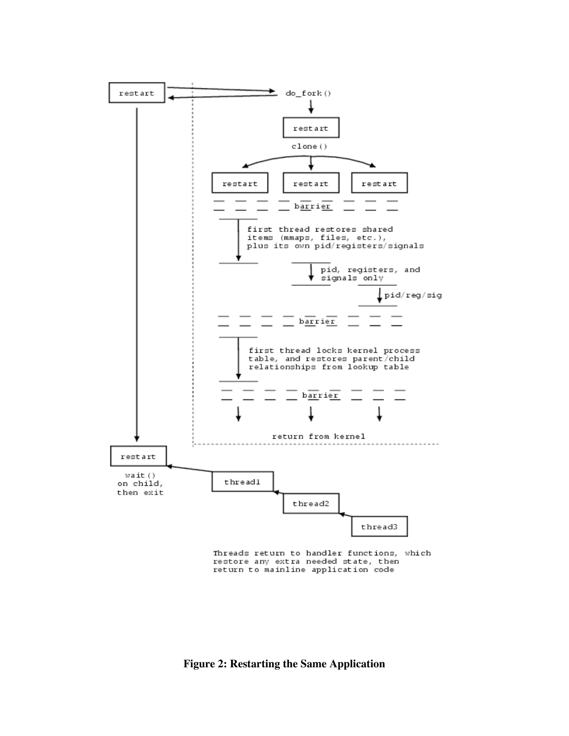restart

do_fork()

restart

clone()

restart restart restart

barrier

first thread restores shared items (mmaps, files, etc.), plus its own pid/registers/signals

pid, registers, and signals only

pid/reg/sig

barrier

first thread locks kernel process table, and restores parent/child relationships from lookup table

barrier

return from kernel

restart

wait() on child, then exit

thread1

thread2

thread3

Threads return to handler functions, which restore any extra needed state, then return to mainline application code

**Figure 2: Restarting the Same Application**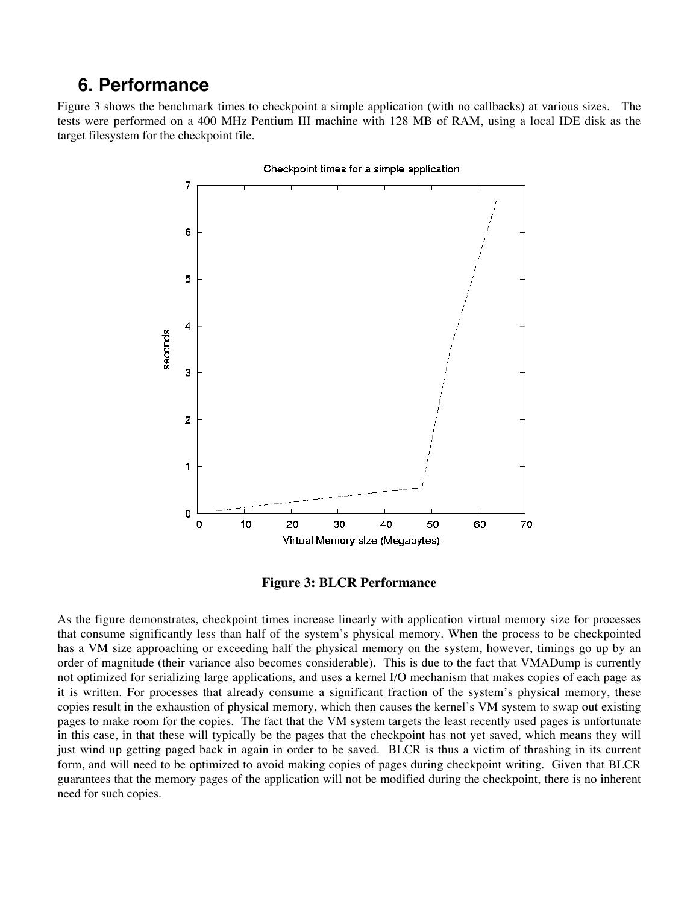## 6. Performance

Figure 3 shows the benchmark times to checkpoint a simple application (with no callbacks) at various sizes. The tests were performed on a 400 MHz Pentium III machine with 128 MB of RAM, using a local IDE disk as the target filesystem for the checkpoint file.

**Figure 3: BLCR Performance**

As the figure demonstrates, checkpoint times increase linearly with application virtual memory size for processes that consume significantly less than half of the system's physical memory. When the process to be checkpointed has a VM size approaching or exceeding half the physical memory on the system, however, timings go up by an order of magnitude (their variance also becomes considerable). This is due to the fact that VMADump is currently not optimized for serializing large applications, and uses a kernel I/O mechanism that makes copies of each page as it is written. For processes that already consume a significant fraction of the system's physical memory, these copies result in the exhaustion of physical memory, which then causes the kernel's VM system to swap out existing pages to make room for the copies. The fact that the VM system targets the least recently used pages is unfortunate in this case, in that these will typically be the pages that the checkpoint has not yet saved, which means they will just wind up getting paged back in again in order to be saved. BLCR is thus a victim of thrashing in its current form, and will need to be optimized to avoid making copies of pages during checkpoint writing. Given that BLCR guarantees that the memory pages of the application will not be modified during the checkpoint, there is no inherent need for such copies.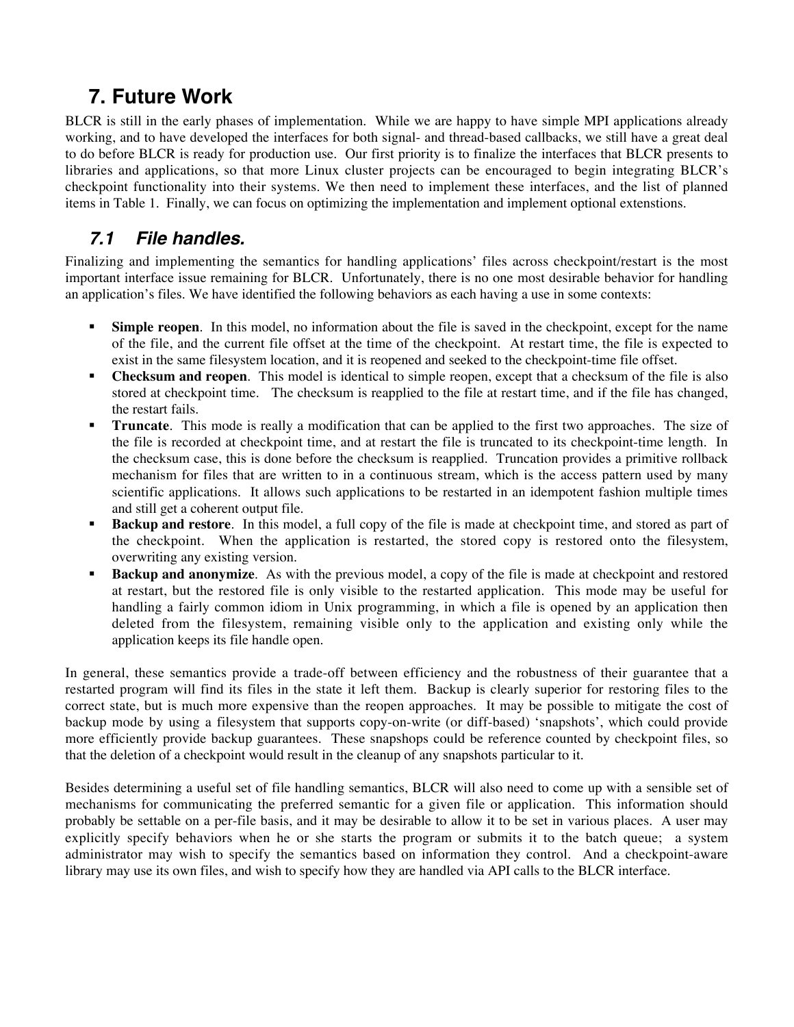# 7. Future Work

BLCR is still in the early phases of implementation. While we are happy to have simple MPI applications already working, and to have developed the interfaces for both signal- and thread-based callbacks, we still have a great deal to do before BLCR is ready for production use. Our first priority is to finalize the interfaces that BLCR presents to libraries and applications, so that more Linux cluster projects can be encouraged to begin integrating BLCR's checkpoint functionality into their systems. We then need to implement these interfaces, and the list of planned items in Table 1. Finally, we can focus on optimizing the implementation and implement optional extenstions.

## *7.1 File handles.*

Finalizing and implementing the semantics for handling applications' files across checkpoint/restart is the most important interface issue remaining for BLCR. Unfortunately, there is no one most desirable behavior for handling an application's files. We have identified the following behaviors as each having a use in some contexts:

- **Simple reopen**. In this model, no information about the file is saved in the checkpoint, except for the name of the file, and the current file offset at the time of the checkpoint. At restart time, the file is expected to exist in the same filesystem location, and it is reopened and seeked to the checkpoint-time file offset.
- **Checksum and reopen**. This model is identical to simple reopen, except that a checksum of the file is also stored at checkpoint time. The checksum is reapplied to the file at restart time, and if the file has changed, the restart fails.
- **Truncate**. This mode is really a modification that can be applied to the first two approaches. The size of the file is recorded at checkpoint time, and at restart the file is truncated to its checkpoint-time length. In the checksum case, this is done before the checksum is reapplied. Truncation provides a primitive rollback mechanism for files that are written to in a continuous stream, which is the access pattern used by many scientific applications. It allows such applications to be restarted in an idempotent fashion multiple times and still get a coherent output file.
- **Backup and restore**. In this model, a full copy of the file is made at checkpoint time, and stored as part of the checkpoint. When the application is restarted, the stored copy is restored onto the filesystem, overwriting any existing version.
- **Backup and anonymize**. As with the previous model, a copy of the file is made at checkpoint and restored at restart, but the restored file is only visible to the restarted application. This mode may be useful for handling a fairly common idiom in Unix programming, in which a file is opened by an application then deleted from the filesystem, remaining visible only to the application and existing only while the application keeps its file handle open.

In general, these semantics provide a trade-off between efficiency and the robustness of their guarantee that a restarted program will find its files in the state it left them. Backup is clearly superior for restoring files to the correct state, but is much more expensive than the reopen approaches. It may be possible to mitigate the cost of backup mode by using a filesystem that supports copy-on-write (or diff-based) 'snapshots', which could provide more efficiently provide backup guarantees. These snapshops could be reference counted by checkpoint files, so that the deletion of a checkpoint would result in the cleanup of any snapshots particular to it.

Besides determining a useful set of file handling semantics, BLCR will also need to come up with a sensible set of mechanisms for communicating the preferred semantic for a given file or application. This information should probably be settable on a per-file basis, and it may be desirable to allow it to be set in various places. A user may explicitly specify behaviors when he or she starts the program or submits it to the batch queue; a system administrator may wish to specify the semantics based on information they control. And a checkpoint-aware library may use its own files, and wish to specify how they are handled via API calls to the BLCR interface.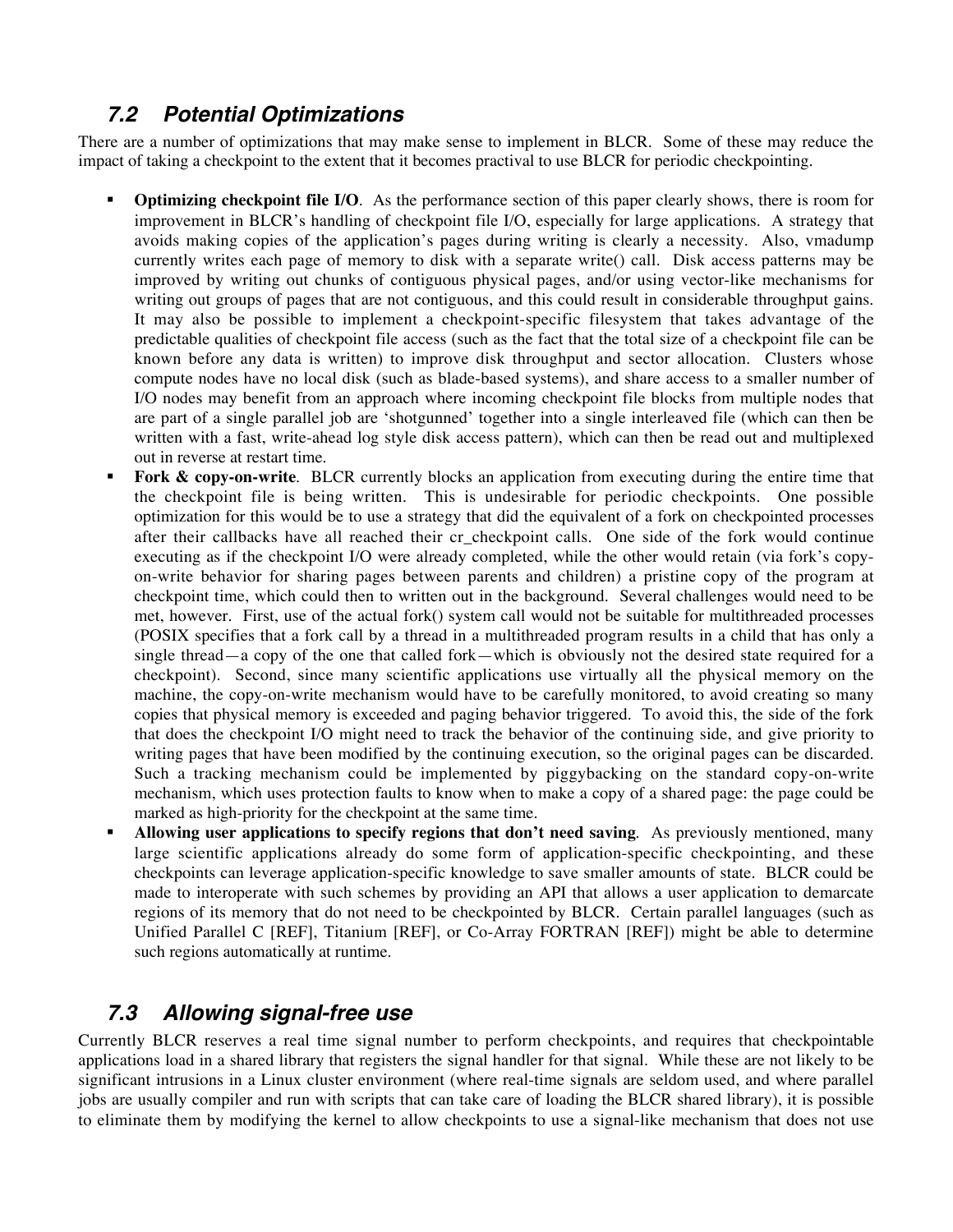## 7.2 Potential Optimizations

There are a number of optimizations that may make sense to implement in BLCR. Some of these may reduce the impact of taking a checkpoint to the extent that it becomes practival to use BLCR for periodic checkpointing.

- **Optimizing checkpoint file I/O**. As the performance section of this paper clearly shows, there is room for improvement in BLCR's handling of checkpoint file I/O, especially for large applications. A strategy that avoids making copies of the application's pages during writing is clearly a necessity. Also, vmadump currently writes each page of memory to disk with a separate write() call. Disk access patterns may be improved by writing out chunks of contiguous physical pages, and/or using vector-like mechanisms for writing out groups of pages that are not contiguous, and this could result in considerable throughput gains. It may also be possible to implement a checkpoint-specific filesystem that takes advantage of the predictable qualities of checkpoint file access (such as the fact that the total size of a checkpoint file can be known before any data is written) to improve disk throughput and sector allocation. Clusters whose compute nodes have no local disk (such as blade-based systems), and share access to a smaller number of I/O nodes may benefit from an approach where incoming checkpoint file blocks from multiple nodes that are part of a single parallel job are 'shotgunned' together into a single interleaved file (which can then be written with a fast, write-ahead log style disk access pattern), which can then be read out and multiplexed out in reverse at restart time.
- **Fork & copy-on-write**. BLCR currently blocks an application from executing during the entire time that the checkpoint file is being written. This is undesirable for periodic checkpoints. One possible optimization for this would be to use a strategy that did the equivalent of a fork on checkpointed processes after their callbacks have all reached their cr_checkpoint calls. One side of the fork would continue executing as if the checkpoint I/O were already completed, while the other would retain (via fork's copy-on-write behavior for sharing pages between parents and children) a pristine copy of the program at checkpoint time, which could then to written out in the background. Several challenges would need to be met, however. First, use of the actual fork() system call would not be suitable for multithreaded processes (POSIX specifies that a fork call by a thread in a multithreaded program results in a child that has only a single thread—a copy of the one that called fork—which is obviously not the desired state required for a checkpoint). Second, since many scientific applications use virtually all the physical memory on the machine, the copy-on-write mechanism would have to be carefully monitored, to avoid creating so many copies that physical memory is exceeded and paging behavior triggered. To avoid this, the side of the fork that does the checkpoint I/O might need to track the behavior of the continuing side, and give priority to writing pages that have been modified by the continuing execution, so the original pages can be discarded. Such a tracking mechanism could be implemented by piggybacking on the standard copy-on-write mechanism, which uses protection faults to know when to make a copy of a shared page: the page could be marked as high-priority for the checkpoint at the same time.
- **Allowing user applications to specify regions that don't need saving**. As previously mentioned, many large scientific applications already do some form of application-specific checkpointing, and these checkpoints can leverage application-specific knowledge to save smaller amounts of state. BLCR could be made to interoperate with such schemes by providing an API that allows a user application to demarcate regions of its memory that do not need to be checkpointed by BLCR. Certain parallel languages (such as Unified Parallel C [REF], Titanium [REF], or Co-Array FORTRAN [REF]) might be able to determine such regions automatically at runtime.

## 7.3 Allowing signal-free use

Currently BLCR reserves a real time signal number to perform checkpoints, and requires that checkpointable applications load in a shared library that registers the signal handler for that signal. While these are not likely to be significant intrusions in a Linux cluster environment (where real-time signals are seldom used, and where parallel jobs are usually compiler and run with scripts that can take care of loading the BLCR shared library), it is possible to eliminate them by modifying the kernel to allow checkpoints to use a signal-like mechanism that does not use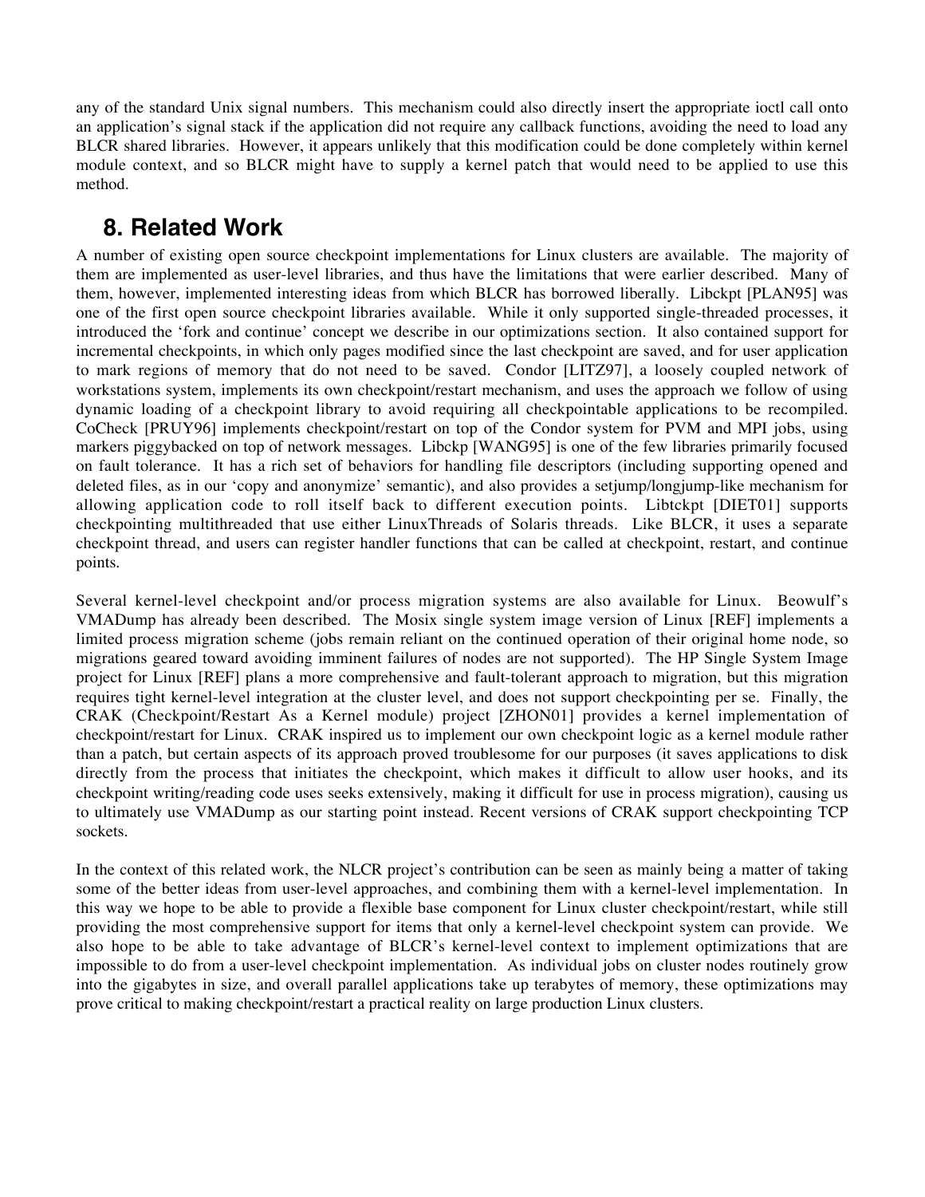any of the standard Unix signal numbers. This mechanism could also directly insert the appropriate ioctl call onto an application's signal stack if the application did not require any callback functions, avoiding the need to load any BLCR shared libraries. However, it appears unlikely that this modification could be done completely within kernel module context, and so BLCR might have to supply a kernel patch that would need to be applied to use this method.

## 8. Related Work

A number of existing open source checkpoint implementations for Linux clusters are available. The majority of them are implemented as user-level libraries, and thus have the limitations that were earlier described. Many of them, however, implemented interesting ideas from which BLCR has borrowed liberally. Libckpt [PLAN95] was one of the first open source checkpoint libraries available. While it only supported single-threaded processes, it introduced the 'fork and continue' concept we describe in our optimizations section. It also contained support for incremental checkpoints, in which only pages modified since the last checkpoint are saved, and for user application to mark regions of memory that do not need to be saved. Condor [LITZ97], a loosely coupled network of workstations system, implements its own checkpoint/restart mechanism, and uses the approach we follow of using dynamic loading of a checkpoint library to avoid requiring all checkpointable applications to be recompiled. CoCheck [PRUY96] implements checkpoint/restart on top of the Condor system for PVM and MPI jobs, using markers piggybacked on top of network messages. Libckp [WANG95] is one of the few libraries primarily focused on fault tolerance. It has a rich set of behaviors for handling file descriptors (including supporting opened and deleted files, as in our 'copy and anonymize' semantic), and also provides a setjump/longjump-like mechanism for allowing application code to roll itself back to different execution points. Libtckpt [DIET01] supports checkpointing multithreaded that use either LinuxThreads of Solaris threads. Like BLCR, it uses a separate checkpoint thread, and users can register handler functions that can be called at checkpoint, restart, and continue points.

Several kernel-level checkpoint and/or process migration systems are also available for Linux. Beowulf's VMADump has already been described. The Mosix single system image version of Linux [REF] implements a limited process migration scheme (jobs remain reliant on the continued operation of their original home node, so migrations geared toward avoiding imminent failures of nodes are not supported). The HP Single System Image project for Linux [REF] plans a more comprehensive and fault-tolerant approach to migration, but this migration requires tight kernel-level integration at the cluster level, and does not support checkpointing per se. Finally, the CRAK (Checkpoint/Restart As a Kernel module) project [ZHON01] provides a kernel implementation of checkpoint/restart for Linux. CRAK inspired us to implement our own checkpoint logic as a kernel module rather than a patch, but certain aspects of its approach proved troublesome for our purposes (it saves applications to disk directly from the process that initiates the checkpoint, which makes it difficult to allow user hooks, and its checkpoint writing/reading code uses seeks extensively, making it difficult for use in process migration), causing us to ultimately use VMADump as our starting point instead. Recent versions of CRAK support checkpointing TCP sockets.

In the context of this related work, the NLCR project's contribution can be seen as mainly being a matter of taking some of the better ideas from user-level approaches, and combining them with a kernel-level implementation. In this way we hope to be able to provide a flexible base component for Linux cluster checkpoint/restart, while still providing the most comprehensive support for items that only a kernel-level checkpoint system can provide. We also hope to be able to take advantage of BLCR's kernel-level context to implement optimizations that are impossible to do from a user-level checkpoint implementation. As individual jobs on cluster nodes routinely grow into the gigabytes in size, and overall parallel applications take up terabytes of memory, these optimizations may prove critical to making checkpoint/restart a practical reality on large production Linux clusters.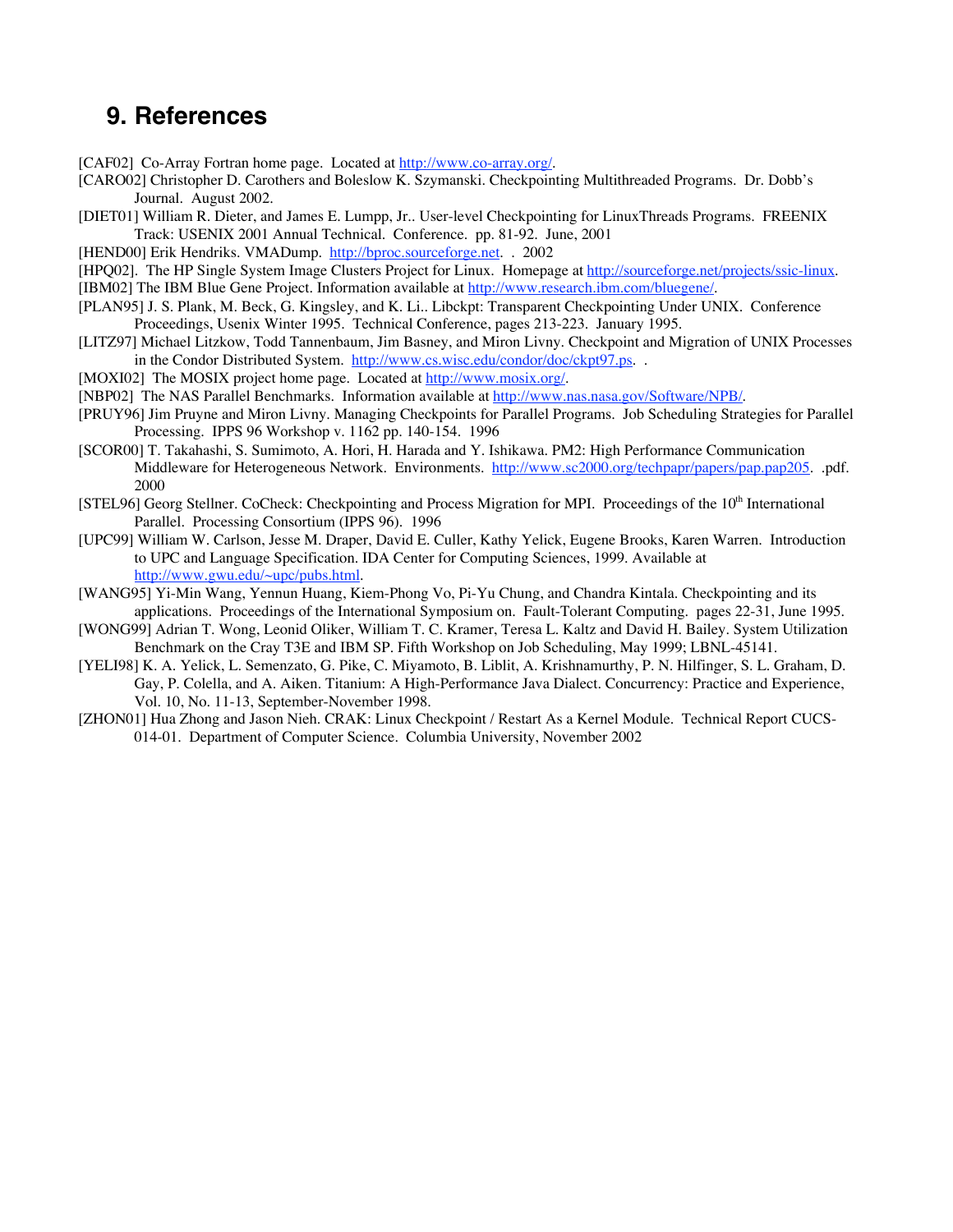# 9. References

[CAF02] Co-Array Fortran home page. Located at http://www.co-array.org/.

[CARO02] Christopher D. Carothers and Boleslow K. Szymanski. Checkpointing Multithreaded Programs. Dr. Dobb's Journal. August 2002.

[DIET01] William R. Dieter, and James E. Lumpp, Jr.. User-level Checkpointing for LinuxThreads Programs. FREENIX Track: USENIX 2001 Annual Technical. Conference. pp. 81-92. June, 2001

[HEND00] Erik Hendriks. VMADump. http://bproc.sourceforge.net. . 2002

[HPQ02]. The HP Single System Image Clusters Project for Linux. Homepage at http://sourceforge.net/projects/ssic-linux.

[IBM02] The IBM Blue Gene Project. Information available at http://www.research.ibm.com/bluegene/.

[PLAN95] J. S. Plank, M. Beck, G. Kingsley, and K. Li.. Libckpt: Transparent Checkpointing Under UNIX. Conference Proceedings, Usenix Winter 1995. Technical Conference, pages 213-223. January 1995.

[LITZ97] Michael Litzkow, Todd Tannenbaum, Jim Basney, and Miron Livny. Checkpoint and Migration of UNIX Processes in the Condor Distributed System. http://www.cs.wisc.edu/condor/doc/ckpt97.ps. .

[MOXI02] The MOSIX project home page. Located at http://www.mosix.org/.

[NBP02] The NAS Parallel Benchmarks. Information available at http://www.nas.nasa.gov/Software/NPB/.

[PRUY96] Jim Pruyne and Miron Livny. Managing Checkpoints for Parallel Programs. Job Scheduling Strategies for Parallel Processing. IPPS 96 Workshop v. 1162 pp. 140-154. 1996

[SCOR00] T. Takahashi, S. Sumimoto, A. Hori, H. Harada and Y. Ishikawa. PM2: High Performance Communication Middleware for Heterogeneous Network. Environments. http://www.sc2000.org/techpapr/papers/pap.pap205. .pdf. 2000

[STEL96] Georg Stellner. CoCheck: Checkpointing and Process Migration for MPI. Proceedings of the 10th International Parallel. Processing Consortium (IPPS 96). 1996

[UPC99] William W. Carlson, Jesse M. Draper, David E. Culler, Kathy Yelick, Eugene Brooks, Karen Warren. Introduction to UPC and Language Specification. IDA Center for Computing Sciences, 1999. Available at http://www.gwu.edu/~upc/pubs.html.

[WANG95] Yi-Min Wang, Yennun Huang, Kiem-Phong Vo, Pi-Yu Chung, and Chandra Kintala. Checkpointing and its applications. Proceedings of the International Symposium on. Fault-Tolerant Computing. pages 22-31, June 1995.

[WONG99] Adrian T. Wong, Leonid Oliker, William T. C. Kramer, Teresa L. Kaltz and David H. Bailey. System Utilization Benchmark on the Cray T3E and IBM SP. Fifth Workshop on Job Scheduling, May 1999; LBNL-45141.

[YELI98] K. A. Yelick, L. Semenzato, G. Pike, C. Miyamoto, B. Liblit, A. Krishnamurthy, P. N. Hilfinger, S. L. Graham, D. Gay, P. Colella, and A. Aiken. Titanium: A High-Performance Java Dialect. Concurrency: Practice and Experience, Vol. 10, No. 11-13, September-November 1998.

[ZHON01] Hua Zhong and Jason Nieh. CRAK: Linux Checkpoint / Restart As a Kernel Module. Technical Report CUCS-014-01. Department of Computer Science. Columbia University, November 2002